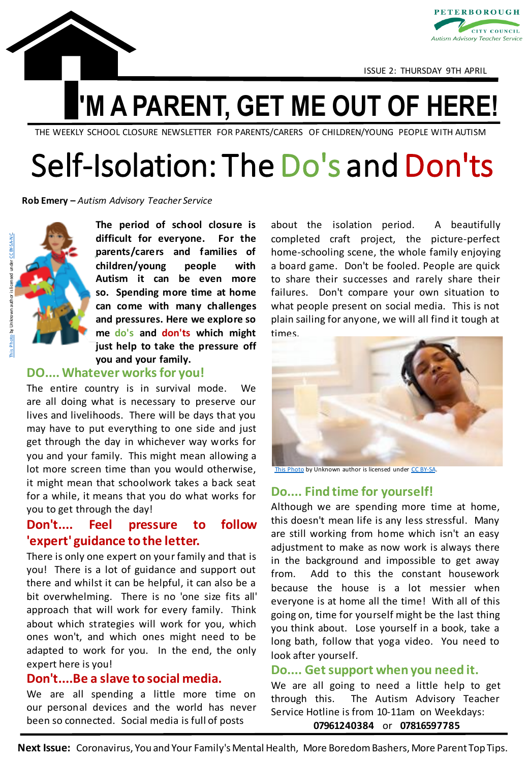PETERBOROUGH CITY COUNCIL
*Autism Advisory Teacher Service*

ISSUE 2: THURSDAY 9TH APRIL

# I'M A PARENT, GET ME OUT OF HERE!

THE WEEKLY SCHOOL CLOSURE NEWSLETTER FOR PARENTS/CARERS OF CHILDREN/YOUNG PEOPLE WITH AUTISM

# Self-Isolation: The Do's and Don'ts

**Rob Emery –** *Autism Advisory Teacher Service*

This Photo by Unknown author is licensed under CC BY-SA-NC

**The period of school closure is difficult for everyone. For the parents/carers and families of children/young people with Autism it can be even more so. Spending more time at home can come with many challenges and pressures. Here we explore some do's and don'ts which might just help to take the pressure off you and your family.**

## DO.... Whatever works for you!

The entire country is in survival mode. We are all doing what is necessary to preserve our lives and livelihoods. There will be days that you may have to put everything to one side and just get through the day in whichever way works for you and your family. This might mean allowing a lot more screen time than you would otherwise, it might mean that schoolwork takes a back seat for a while, it means that you do what works for you to get through the day!

## Don't.... Feel pressure to follow 'expert' guidance to the letter.

There is only one expert on your family and that is you! There is a lot of guidance and support out there and whilst it can be helpful, it can also be a bit overwhelming. There is no 'one size fits all' approach that will work for every family. Think about which strategies will work for you, which ones won't, and which ones might need to be adapted to work for you. In the end, the only expert here is you!

## Don't....Be a slave to social media.

We are all spending a little more time on our personal devices and the world has never been so connected. Social media is full of posts about the isolation period. A beautifully completed craft project, the picture-perfect home-schooling scene, the whole family enjoying a board game. Don't be fooled. People are quick to share their successes and rarely share their failures. Don't compare your own situation to what people present on social media. This is not plain sailing for anyone, we will all find it tough at times.

This Photo by Unknown author is licensed under CC BY-SA.

## Do.... Find time for yourself!

Although we are spending more time at home, this doesn't mean life is any less stressful. Many are still working from home which isn't an easy adjustment to make as now work is always there in the background and impossible to get away from. Add to this the constant housework because the house is a lot messier when everyone is at home all the time! With all of this going on, time for yourself might be the last thing you think about. Lose yourself in a book, take a long bath, follow that yoga video. You need to look after yourself.

## Do.... Get support when you need it.

We are all going to need a little help to get through this. The Autism Advisory Teacher Service Hotline is from 10-11am on Weekdays:

**07961240384** or **07816597785**

**Next Issue:** Coronavirus, You and Your Family's Mental Health, More Boredom Bashers, More Parent Top Tips.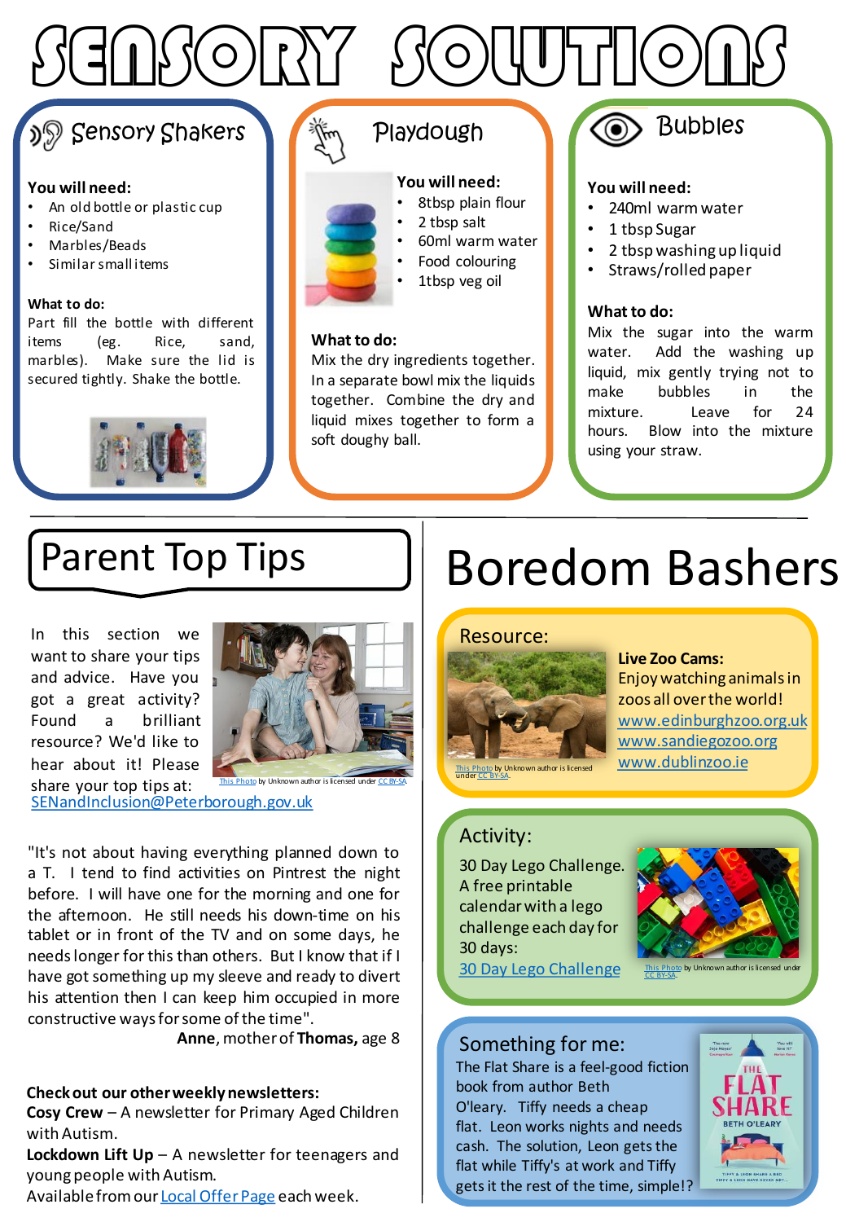# SENSORY SOLUTIONS

## Sensory Shakers

**You will need:**

- An old bottle or plastic cup
- Rice/Sand
- Marbles/Beads
- Similar small items

**What to do:**

Part fill the bottle with different items (eg. Rice, sand, marbles). Make sure the lid is secured tightly. Shake the bottle.

## Playdough

**You will need:**

- 8tbsp plain flour
- 2 tbsp salt
- 60ml warm water
- Food colouring
- 1tbsp veg oil

**What to do:**

Mix the dry ingredients together. In a separate bowl mix the liquids together. Combine the dry and liquid mixes together to form a soft doughy ball.

## Bubbles

**You will need:**

- 240ml warm water
- 1 tbsp Sugar
- 2 tbsp washing up liquid
- Straws/rolled paper

**What to do:**

Mix the sugar into the warm water. Add the washing up liquid, mix gently trying not to make bubbles in the mixture. Leave for 24 hours. Blow into the mixture using your straw.

# Parent Top Tips

In this section we want to share your tips and advice. Have you got a great activity? Found a brilliant resource? We'd like to hear about it! Please share your top tips at: SENandInclusion@Peterborough.gov.uk

This Photo by Unknown author is licensed under CC BY-SA.

"It's not about having everything planned down to a T. I tend to find activities on Pintrest the night before. I will have one for the morning and one for the afternoon. He still needs his down-time on his tablet or in front of the TV and on some days, he needs longer for this than others. But I know that if I have got something up my sleeve and ready to divert his attention then I can keep him occupied in more constructive ways for some of the time".

**Anne**, mother of **Thomas,** age 8

**Check out our other weekly newsletters:**

**Cosy Crew** – A newsletter for Primary Aged Children with Autism.

**Lockdown Lift Up** – A newsletter for teenagers and young people with Autism.

Available from our Local Offer Page each week.

# Boredom Bashers

## Resource:

**Live Zoo Cams:**

Enjoy watching animals in zoos all over the world!

www.edinburghzoo.org.uk

www.sandiegozoo.org

www.dublinzoo.ie

This Photo by Unknown author is licensed under CC BY-SA.

## Activity:

30 Day Lego Challenge. A free printable calendar with a lego challenge each day for 30 days:

30 Day Lego Challenge

This Photo by Unknown author is licensed under CC BY-SA.

## Something for me:

The Flat Share is a feel-good fiction book from author Beth O'leary. Tiffy needs a cheap flat. Leon works nights and needs cash. The solution, Leon gets the flat while Tiffy's at work and Tiffy gets it the rest of the time, simple!?